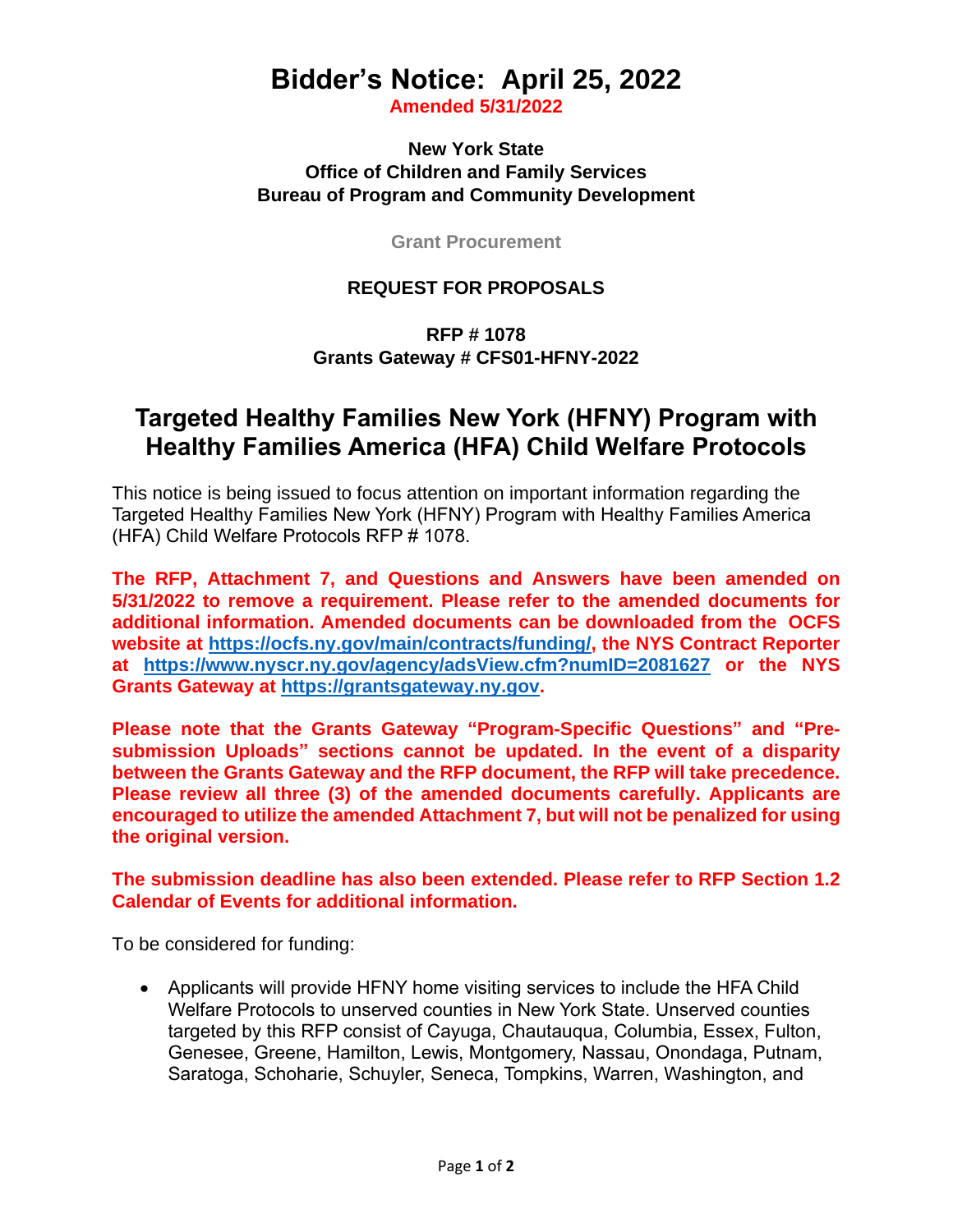# Bidder's Notice: April 25, 2022

**Amended 5/31/2022**

**New York State**
**Office of Children and Family Services**
**Bureau of Program and Community Development**

**Grant Procurement**

**REQUEST FOR PROPOSALS**

**RFP # 1078**
**Grants Gateway # CFS01-HFNY-2022**

## Targeted Healthy Families New York (HFNY) Program with Healthy Families America (HFA) Child Welfare Protocols

This notice is being issued to focus attention on important information regarding the Targeted Healthy Families New York (HFNY) Program with Healthy Families America (HFA) Child Welfare Protocols RFP # 1078.

**The RFP, Attachment 7, and Questions and Answers have been amended on 5/31/2022 to remove a requirement. Please refer to the amended documents for additional information. Amended documents can be downloaded from the OCFS website at [https://ocfs.ny.gov/main/contracts/funding/](https://ocfs.ny.gov/main/contracts/funding/), the NYS Contract Reporter at [https://www.nyscr.ny.gov/agency/adsView.cfm?numID=2081627](https://www.nyscr.ny.gov/agency/adsView.cfm?numID=2081627) or the NYS Grants Gateway at [https://grantsgateway.ny.gov](https://grantsgateway.ny.gov).**

**Please note that the Grants Gateway "Program-Specific Questions" and "Pre-submission Uploads" sections cannot be updated. In the event of a disparity between the Grants Gateway and the RFP document, the RFP will take precedence. Please review all three (3) of the amended documents carefully. Applicants are encouraged to utilize the amended Attachment 7, but will not be penalized for using the original version.**

**The submission deadline has also been extended. Please refer to RFP Section 1.2 Calendar of Events for additional information.**

To be considered for funding:

- Applicants will provide HFNY home visiting services to include the HFA Child Welfare Protocols to unserved counties in New York State. Unserved counties targeted by this RFP consist of Cayuga, Chautauqua, Columbia, Essex, Fulton, Genesee, Greene, Hamilton, Lewis, Montgomery, Nassau, Onondaga, Putnam, Saratoga, Schoharie, Schuyler, Seneca, Tompkins, Warren, Washington, and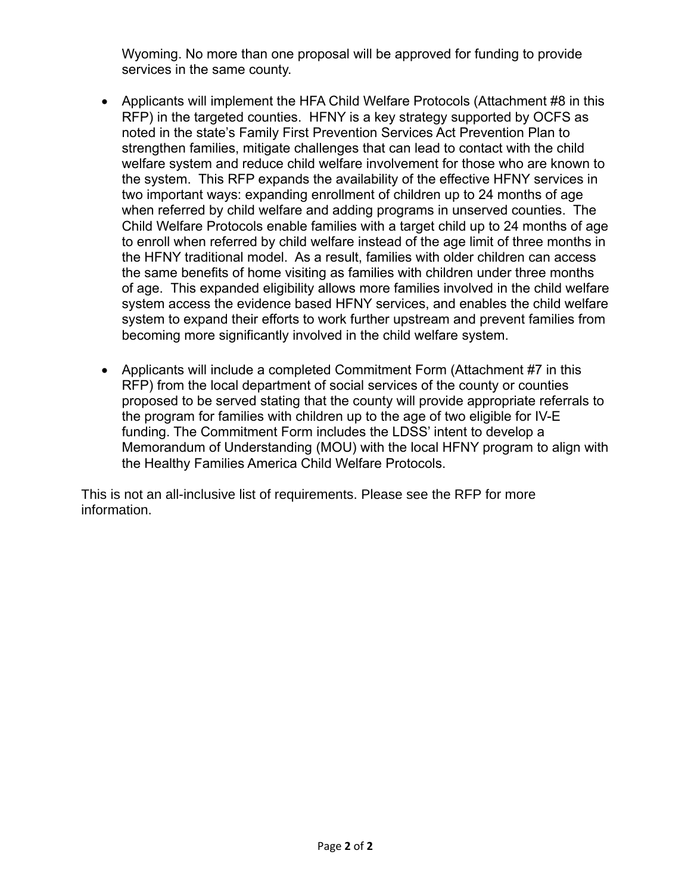Wyoming. No more than one proposal will be approved for funding to provide services in the same county.

- Applicants will implement the HFA Child Welfare Protocols (Attachment #8 in this RFP) in the targeted counties. HFNY is a key strategy supported by OCFS as noted in the state's Family First Prevention Services Act Prevention Plan to strengthen families, mitigate challenges that can lead to contact with the child welfare system and reduce child welfare involvement for those who are known to the system. This RFP expands the availability of the effective HFNY services in two important ways: expanding enrollment of children up to 24 months of age when referred by child welfare and adding programs in unserved counties. The Child Welfare Protocols enable families with a target child up to 24 months of age to enroll when referred by child welfare instead of the age limit of three months in the HFNY traditional model. As a result, families with older children can access the same benefits of home visiting as families with children under three months of age. This expanded eligibility allows more families involved in the child welfare system access the evidence based HFNY services, and enables the child welfare system to expand their efforts to work further upstream and prevent families from becoming more significantly involved in the child welfare system.

- Applicants will include a completed Commitment Form (Attachment #7 in this RFP) from the local department of social services of the county or counties proposed to be served stating that the county will provide appropriate referrals to the program for families with children up to the age of two eligible for IV-E funding. The Commitment Form includes the LDSS' intent to develop a Memorandum of Understanding (MOU) with the local HFNY program to align with the Healthy Families America Child Welfare Protocols.

This is not an all-inclusive list of requirements. Please see the RFP for more information.